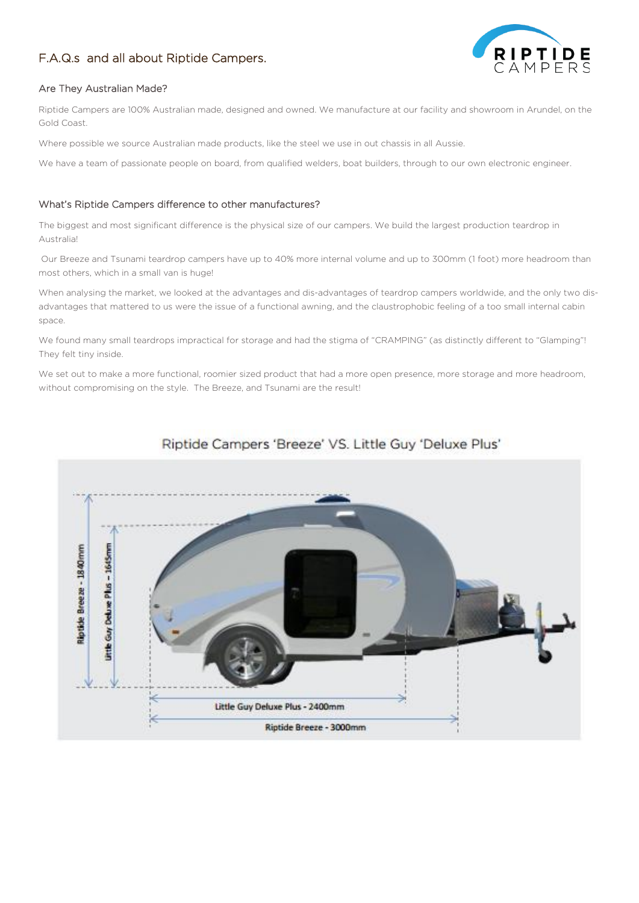# F.A.Q.s and all about Riptide Campers.

## Are They Australian Made?

Riptide Campers are 100% Australian made, designed and owned. We manufacture at our facility and showroom in Arundel, on the Gold Coast.

Where possible we source Australian made products, like the steel we use in out chassis in all Aussie.

We have a team of passionate people on board, from qualified welders, boat builders, through to our own electronic engineer.

## What's Riptide Campers difference to other manufactures?

The biggest and most significant difference is the physical size of our campers. We build the largest production teardrop in Australia!

Our Breeze and Tsunami teardrop campers have up to 40% more internal volume and up to 300mm (1 foot) more headroom than most others, which in a small van is huge!

When analysing the market, we looked at the advantages and dis-advantages of teardrop campers worldwide, and the only two dis-advantages that mattered to us were the issue of a functional awning, and the claustrophobic feeling of a too small internal cabin space.

We found many small teardrops impractical for storage and had the stigma of "CRAMPING" (as distinctly different to "Glamping"! They felt tiny inside.

We set out to make a more functional, roomier sized product that had a more open presence, more storage and more headroom, without compromising on the style. The Breeze, and Tsunami are the result!

Riptide Campers 'Breeze' VS. Little Guy 'Deluxe Plus'

Riptide Breeze - 1840mm

Little Guy Deluxe Plus – 1645mm

Little Guy Deluxe Plus - 2400mm

Riptide Breeze - 3000mm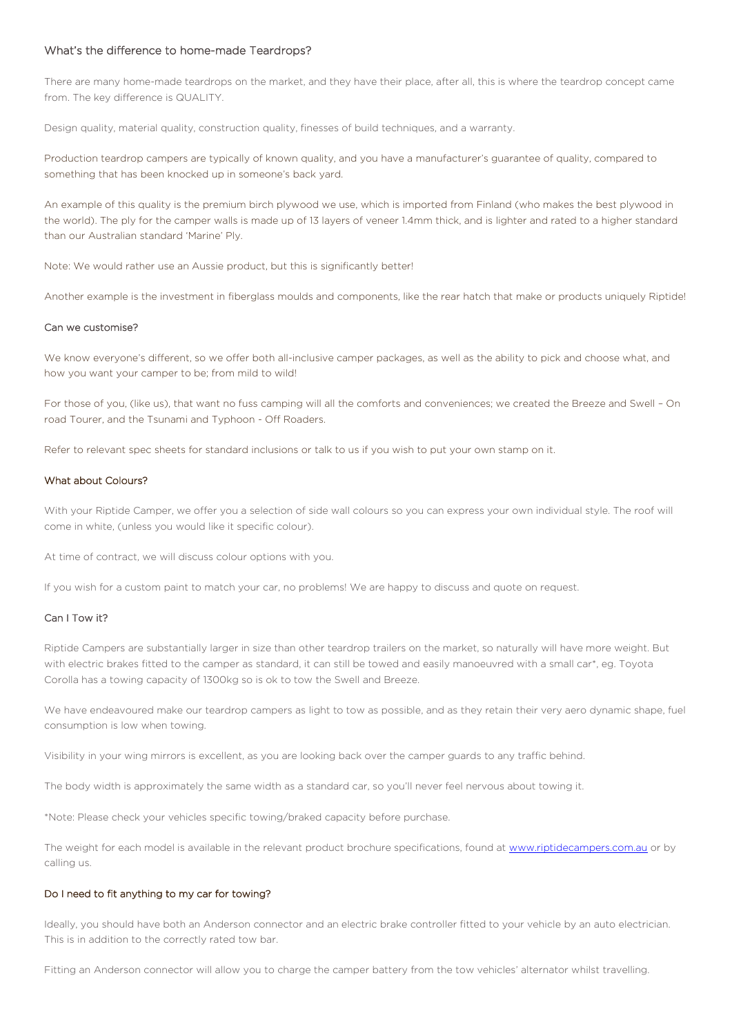### What's the difference to home-made Teardrops?

There are many home-made teardrops on the market, and they have their place, after all, this is where the teardrop concept came from. The key difference is QUALITY.

Design quality, material quality, construction quality, finesses of build techniques, and a warranty.

Production teardrop campers are typically of known quality, and you have a manufacturer's guarantee of quality, compared to something that has been knocked up in someone's back yard.

An example of this quality is the premium birch plywood we use, which is imported from Finland (who makes the best plywood in the world). The ply for the camper walls is made up of 13 layers of veneer 1.4mm thick, and is lighter and rated to a higher standard than our Australian standard 'Marine' Ply.

Note: We would rather use an Aussie product, but this is significantly better!

Another example is the investment in fiberglass moulds and components, like the rear hatch that make or products uniquely Riptide!

### Can we customise?

We know everyone's different, so we offer both all-inclusive camper packages, as well as the ability to pick and choose what, and how you want your camper to be; from mild to wild!

For those of you, (like us), that want no fuss camping will all the comforts and conveniences; we created the Breeze and Swell – On road Tourer, and the Tsunami and Typhoon - Off Roaders.

Refer to relevant spec sheets for standard inclusions or talk to us if you wish to put your own stamp on it.

### What about Colours?

With your Riptide Camper, we offer you a selection of side wall colours so you can express your own individual style. The roof will come in white, (unless you would like it specific colour).

At time of contract, we will discuss colour options with you.

If you wish for a custom paint to match your car, no problems! We are happy to discuss and quote on request.

### Can I Tow it?

Riptide Campers are substantially larger in size than other teardrop trailers on the market, so naturally will have more weight. But with electric brakes fitted to the camper as standard, it can still be towed and easily manoeuvred with a small car*, eg. Toyota Corolla has a towing capacity of 1300kg so is ok to tow the Swell and Breeze.

We have endeavoured make our teardrop campers as light to tow as possible, and as they retain their very aero dynamic shape, fuel consumption is low when towing.

Visibility in your wing mirrors is excellent, as you are looking back over the camper guards to any traffic behind.

The body width is approximately the same width as a standard car, so you'll never feel nervous about towing it.

*Note: Please check your vehicles specific towing/braked capacity before purchase.

The weight for each model is available in the relevant product brochure specifications, found at [www.riptidecampers.com.au](http://www.riptidecampers.com.au) or by calling us.

### Do I need to fit anything to my car for towing?

Ideally, you should have both an Anderson connector and an electric brake controller fitted to your vehicle by an auto electrician. This is in addition to the correctly rated tow bar.

Fitting an Anderson connector will allow you to charge the camper battery from the tow vehicles' alternator whilst travelling.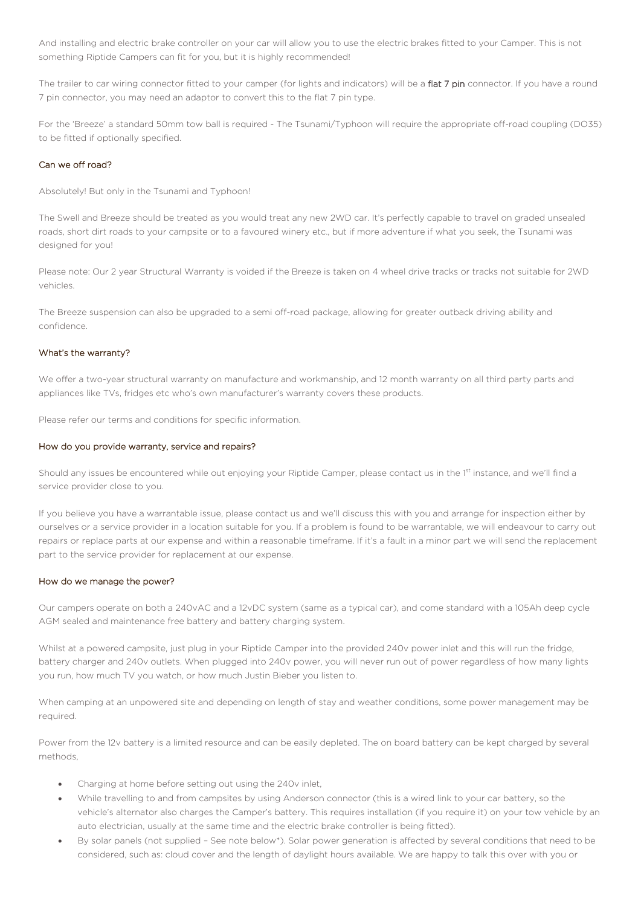And installing and electric brake controller on your car will allow you to use the electric brakes fitted to your Camper. This is not something Riptide Campers can fit for you, but it is highly recommended!

The trailer to car wiring connector fitted to your camper (for lights and indicators) will be a flat 7 pin connector. If you have a round 7 pin connector, you may need an adaptor to convert this to the flat 7 pin type.

For the 'Breeze' a standard 50mm tow ball is required - The Tsunami/Typhoon will require the appropriate off-road coupling (DO35) to be fitted if optionally specified.

### Can we off road?

Absolutely! But only in the Tsunami and Typhoon!

The Swell and Breeze should be treated as you would treat any new 2WD car. It's perfectly capable to travel on graded unsealed roads, short dirt roads to your campsite or to a favoured winery etc., but if more adventure if what you seek, the Tsunami was designed for you!

Please note: Our 2 year Structural Warranty is voided if the Breeze is taken on 4 wheel drive tracks or tracks not suitable for 2WD vehicles.

The Breeze suspension can also be upgraded to a semi off-road package, allowing for greater outback driving ability and confidence.

### What's the warranty?

We offer a two-year structural warranty on manufacture and workmanship, and 12 month warranty on all third party parts and appliances like TVs, fridges etc who's own manufacturer's warranty covers these products.

Please refer our terms and conditions for specific information.

### How do you provide warranty, service and repairs?

Should any issues be encountered while out enjoying your Riptide Camper, please contact us in the 1st instance, and we'll find a service provider close to you.

If you believe you have a warrantable issue, please contact us and we'll discuss this with you and arrange for inspection either by ourselves or a service provider in a location suitable for you. If a problem is found to be warrantable, we will endeavour to carry out repairs or replace parts at our expense and within a reasonable timeframe. If it's a fault in a minor part we will send the replacement part to the service provider for replacement at our expense.

### How do we manage the power?

Our campers operate on both a 240vAC and a 12vDC system (same as a typical car), and come standard with a 105Ah deep cycle AGM sealed and maintenance free battery and battery charging system.

Whilst at a powered campsite, just plug in your Riptide Camper into the provided 240v power inlet and this will run the fridge, battery charger and 240v outlets. When plugged into 240v power, you will never run out of power regardless of how many lights you run, how much TV you watch, or how much Justin Bieber you listen to.

When camping at an unpowered site and depending on length of stay and weather conditions, some power management may be required.

Power from the 12v battery is a limited resource and can be easily depleted. The on board battery can be kept charged by several methods,

- Charging at home before setting out using the 240v inlet,
- While travelling to and from campsites by using Anderson connector (this is a wired link to your car battery, so the vehicle's alternator also charges the Camper's battery. This requires installation (if you require it) on your tow vehicle by an auto electrician, usually at the same time and the electric brake controller is being fitted).
- By solar panels (not supplied – See note below*). Solar power generation is affected by several conditions that need to be considered, such as: cloud cover and the length of daylight hours available. We are happy to talk this over with you or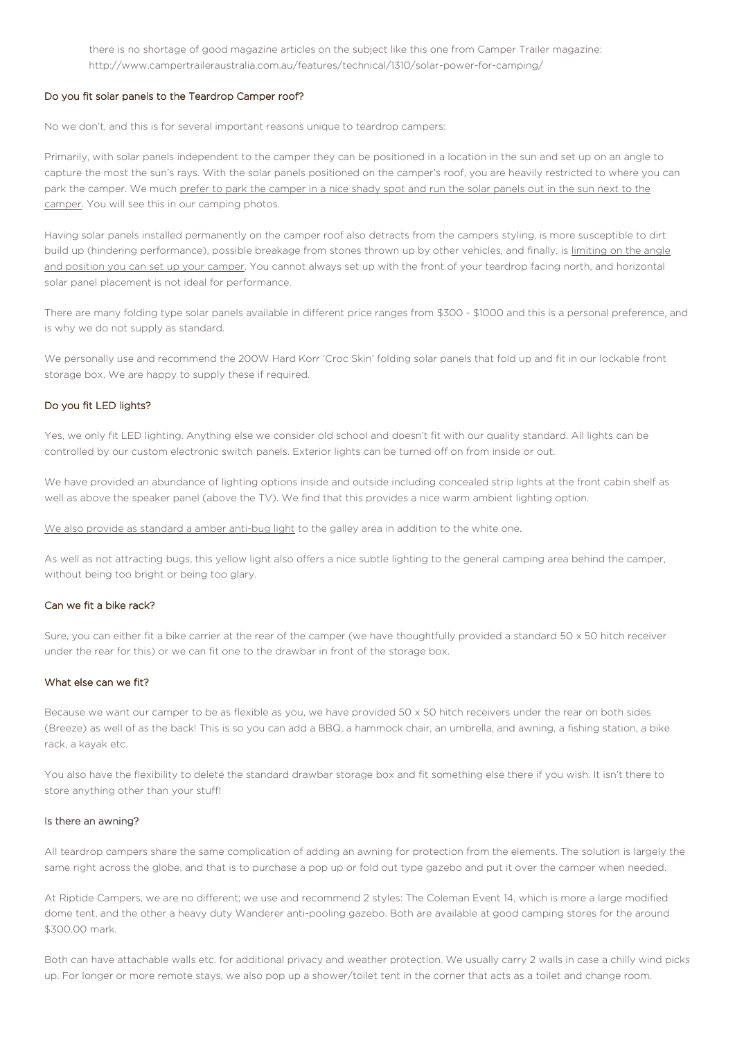there is no shortage of good magazine articles on the subject like this one from Camper Trailer magazine: http://www.campertraileraustralia.com.au/features/technical/1310/solar-power-for-camping/

### Do you fit solar panels to the Teardrop Camper roof?

No we don't, and this is for several important reasons unique to teardrop campers:

Primarily, with solar panels independent to the camper they can be positioned in a location in the sun and set up on an angle to capture the most the sun's rays. With the solar panels positioned on the camper's roof, you are heavily restricted to where you can park the camper. We much prefer to park the camper in a nice shady spot and run the solar panels out in the sun next to the camper. You will see this in our camping photos.

Having solar panels installed permanently on the camper roof also detracts from the campers styling, is more susceptible to dirt build up (hindering performance), possible breakage from stones thrown up by other vehicles, and finally, is limiting on the angle and position you can set up your camper. You cannot always set up with the front of your teardrop facing north, and horizontal solar panel placement is not ideal for performance.

There are many folding type solar panels available in different price ranges from $300 - $1000 and this is a personal preference, and is why we do not supply as standard.

We personally use and recommend the 200W Hard Korr 'Croc Skin' folding solar panels that fold up and fit in our lockable front storage box. We are happy to supply these if required.

### Do you fit LED lights?

Yes, we only fit LED lighting. Anything else we consider old school and doesn't fit with our quality standard. All lights can be controlled by our custom electronic switch panels. Exterior lights can be turned off on from inside or out.

We have provided an abundance of lighting options inside and outside including concealed strip lights at the front cabin shelf as well as above the speaker panel (above the TV). We find that this provides a nice warm ambient lighting option.

We also provide as standard a amber anti-bug light to the galley area in addition to the white one.

As well as not attracting bugs, this yellow light also offers a nice subtle lighting to the general camping area behind the camper, without being too bright or being too glary.

### Can we fit a bike rack?

Sure, you can either fit a bike carrier at the rear of the camper (we have thoughtfully provided a standard 50 x 50 hitch receiver under the rear for this) or we can fit one to the drawbar in front of the storage box.

### What else can we fit?

Because we want our camper to be as flexible as you, we have provided 50 x 50 hitch receivers under the rear on both sides (Breeze) as well of as the back! This is so you can add a BBQ, a hammock chair, an umbrella, and awning, a fishing station, a bike rack, a kayak etc.

You also have the flexibility to delete the standard drawbar storage box and fit something else there if you wish. It isn't there to store anything other than your stuff!

### Is there an awning?

All teardrop campers share the same complication of adding an awning for protection from the elements. The solution is largely the same right across the globe, and that is to purchase a pop up or fold out type gazebo and put it over the camper when needed.

At Riptide Campers, we are no different; we use and recommend 2 styles: The Coleman Event 14, which is more a large modified dome tent, and the other a heavy duty Wanderer anti-pooling gazebo. Both are available at good camping stores for the around $300.00 mark.

Both can have attachable walls etc. for additional privacy and weather protection. We usually carry 2 walls in case a chilly wind picks up. For longer or more remote stays, we also pop up a shower/toilet tent in the corner that acts as a toilet and change room.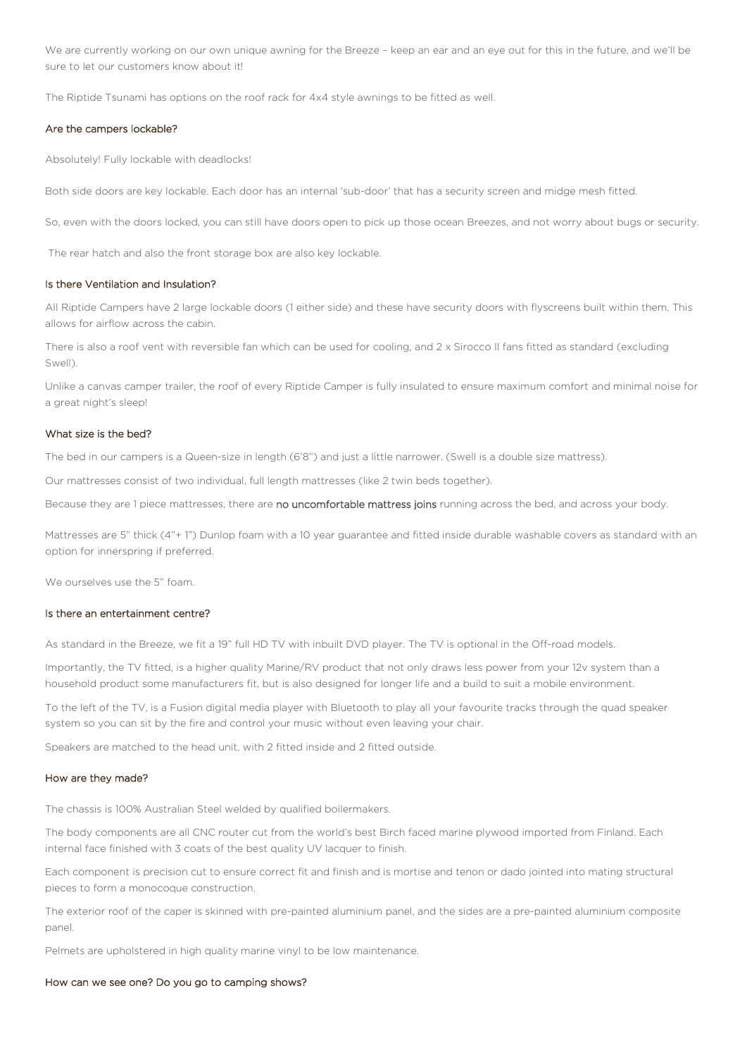We are currently working on our own unique awning for the Breeze – keep an ear and an eye out for this in the future, and we'll be sure to let our customers know about it!

The Riptide Tsunami has options on the roof rack for 4x4 style awnings to be fitted as well.

### Are the campers lockable?

Absolutely! Fully lockable with deadlocks!

Both side doors are key lockable. Each door has an internal 'sub-door' that has a security screen and midge mesh fitted.

So, even with the doors locked, you can still have doors open to pick up those ocean Breezes, and not worry about bugs or security.

The rear hatch and also the front storage box are also key lockable.

### Is there Ventilation and Insulation?

All Riptide Campers have 2 large lockable doors (1 either side) and these have security doors with flyscreens built within them. This allows for airflow across the cabin.

There is also a roof vent with reversible fan which can be used for cooling, and 2 x Sirocco II fans fitted as standard (excluding Swell).

Unlike a canvas camper trailer, the roof of every Riptide Camper is fully insulated to ensure maximum comfort and minimal noise for a great night's sleep!

### What size is the bed?

The bed in our campers is a Queen-size in length (6'8") and just a little narrower. (Swell is a double size mattress).

Our mattresses consist of two individual, full length mattresses (like 2 twin beds together).

Because they are 1 piece mattresses, there are no uncomfortable mattress joins running across the bed, and across your body.

Mattresses are 5" thick (4"+ 1") Dunlop foam with a 10 year guarantee and fitted inside durable washable covers as standard with an option for innerspring if preferred.

We ourselves use the 5" foam.

### Is there an entertainment centre?

As standard in the Breeze, we fit a 19" full HD TV with inbuilt DVD player. The TV is optional in the Off-road models.

Importantly, the TV fitted, is a higher quality Marine/RV product that not only draws less power from your 12v system than a household product some manufacturers fit, but is also designed for longer life and a build to suit a mobile environment.

To the left of the TV, is a Fusion digital media player with Bluetooth to play all your favourite tracks through the quad speaker system so you can sit by the fire and control your music without even leaving your chair.

Speakers are matched to the head unit, with 2 fitted inside and 2 fitted outside.

### How are they made?

The chassis is 100% Australian Steel welded by qualified boilermakers.

The body components are all CNC router cut from the world's best Birch faced marine plywood imported from Finland. Each internal face finished with 3 coats of the best quality UV lacquer to finish.

Each component is precision cut to ensure correct fit and finish and is mortise and tenon or dado jointed into mating structural pieces to form a monocoque construction.

The exterior roof of the caper is skinned with pre-painted aluminium panel, and the sides are a pre-painted aluminium composite panel.

Pelmets are upholstered in high quality marine vinyl to be low maintenance.

### How can we see one? Do you go to camping shows?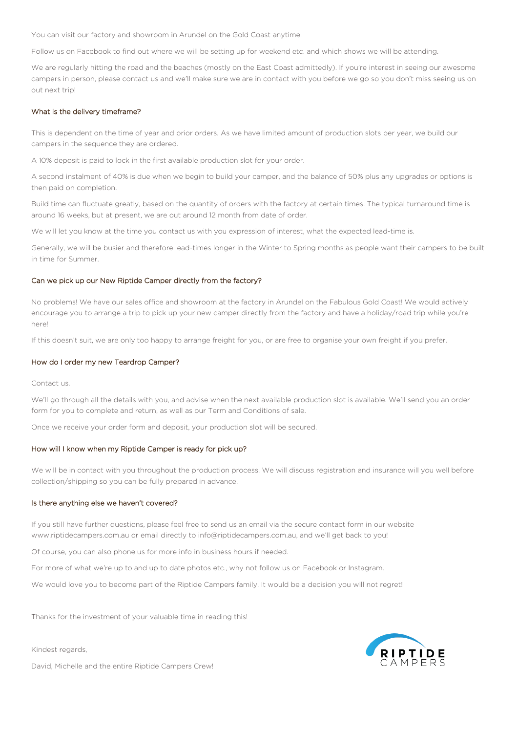You can visit our factory and showroom in Arundel on the Gold Coast anytime!

Follow us on Facebook to find out where we will be setting up for weekend etc. and which shows we will be attending.

We are regularly hitting the road and the beaches (mostly on the East Coast admittedly). If you're interest in seeing our awesome campers in person, please contact us and we'll make sure we are in contact with you before we go so you don't miss seeing us on out next trip!

### What is the delivery timeframe?

This is dependent on the time of year and prior orders. As we have limited amount of production slots per year, we build our campers in the sequence they are ordered.

A 10% deposit is paid to lock in the first available production slot for your order.

A second instalment of 40% is due when we begin to build your camper, and the balance of 50% plus any upgrades or options is then paid on completion.

Build time can fluctuate greatly, based on the quantity of orders with the factory at certain times. The typical turnaround time is around 16 weeks, but at present, we are out around 12 month from date of order.

We will let you know at the time you contact us with you expression of interest, what the expected lead-time is.

Generally, we will be busier and therefore lead-times longer in the Winter to Spring months as people want their campers to be built in time for Summer.

### Can we pick up our New Riptide Camper directly from the factory?

No problems! We have our sales office and showroom at the factory in Arundel on the Fabulous Gold Coast! We would actively encourage you to arrange a trip to pick up your new camper directly from the factory and have a holiday/road trip while you're here!

If this doesn't suit, we are only too happy to arrange freight for you, or are free to organise your own freight if you prefer.

### How do I order my new Teardrop Camper?

Contact us.

We'll go through all the details with you, and advise when the next available production slot is available. We'll send you an order form for you to complete and return, as well as our Term and Conditions of sale.

Once we receive your order form and deposit, your production slot will be secured.

### How will I know when my Riptide Camper is ready for pick up?

We will be in contact with you throughout the production process. We will discuss registration and insurance will you well before collection/shipping so you can be fully prepared in advance.

### Is there anything else we haven't covered?

If you still have further questions, please feel free to send us an email via the secure contact form in our website www.riptidecampers.com.au or email directly to info@riptidecampers.com.au, and we'll get back to you!

Of course, you can also phone us for more info in business hours if needed.

For more of what we're up to and up to date photos etc., why not follow us on Facebook or Instagram.

We would love you to become part of the Riptide Campers family. It would be a decision you will not regret!

Thanks for the investment of your valuable time in reading this!

Kindest regards,

David, Michelle and the entire Riptide Campers Crew!

RIPTIDE CAMPERS